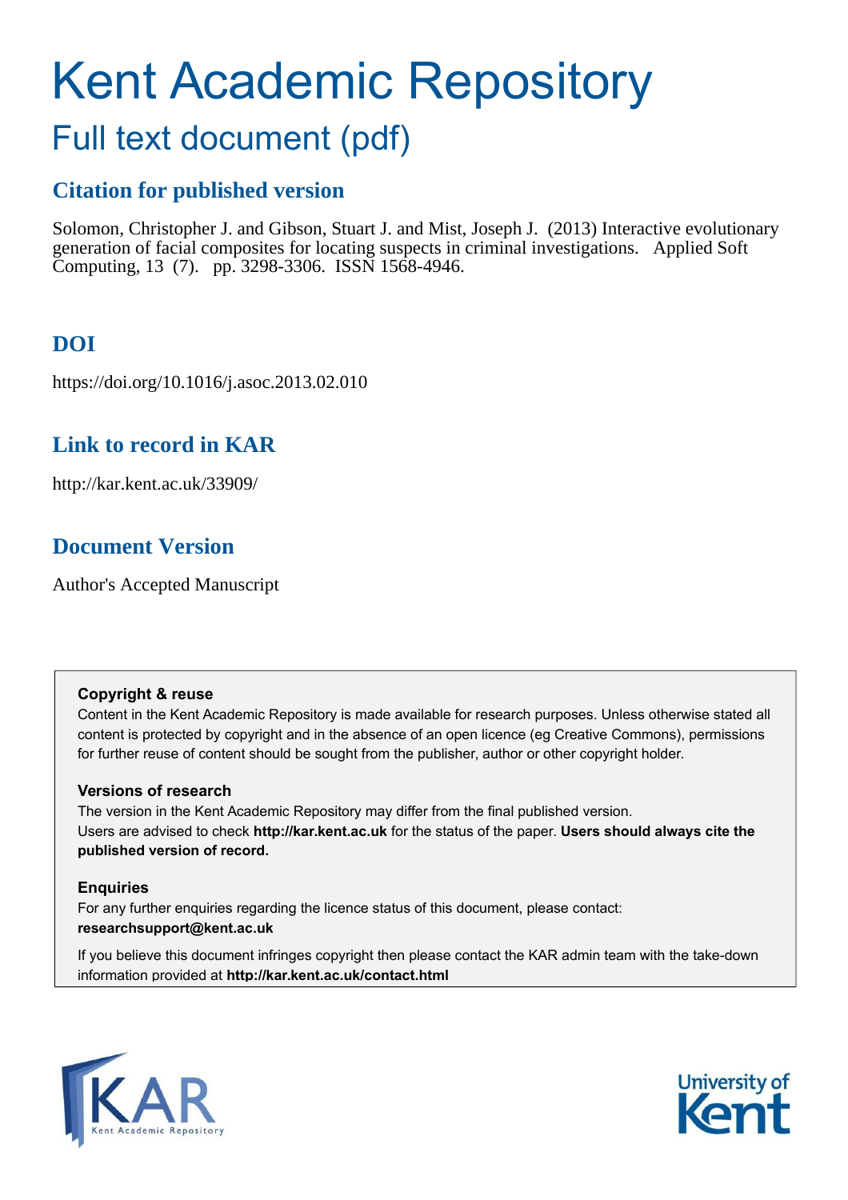# Kent Academic Repository

## Full text document (pdf)

## Citation for published version

Solomon, Christopher J. and Gibson, Stuart J. and Mist, Joseph J. (2013) Interactive evolutionary generation of facial composites for locating suspects in criminal investigations. Applied Soft Computing, 13 (7). pp. 3298-3306. ISSN 1568-4946.

## DOI

https://doi.org/10.1016/j.asoc.2013.02.010

## Link to record in KAR

http://kar.kent.ac.uk/33909/

## Document Version

Author's Accepted Manuscript

**Copyright & reuse**

Content in the Kent Academic Repository is made available for research purposes. Unless otherwise stated all content is protected by copyright and in the absence of an open licence (eg Creative Commons), permissions for further reuse of content should be sought from the publisher, author or other copyright holder.

**Versions of research**

The version in the Kent Academic Repository may differ from the final published version. Users are advised to check **http://kar.kent.ac.uk** for the status of the paper. **Users should always cite the published version of record.**

**Enquiries**

For any further enquiries regarding the licence status of this document, please contact: **researchsupport@kent.ac.uk**

If you believe this document infringes copyright then please contact the KAR admin team with the take-down information provided at **http://kar.kent.ac.uk/contact.html**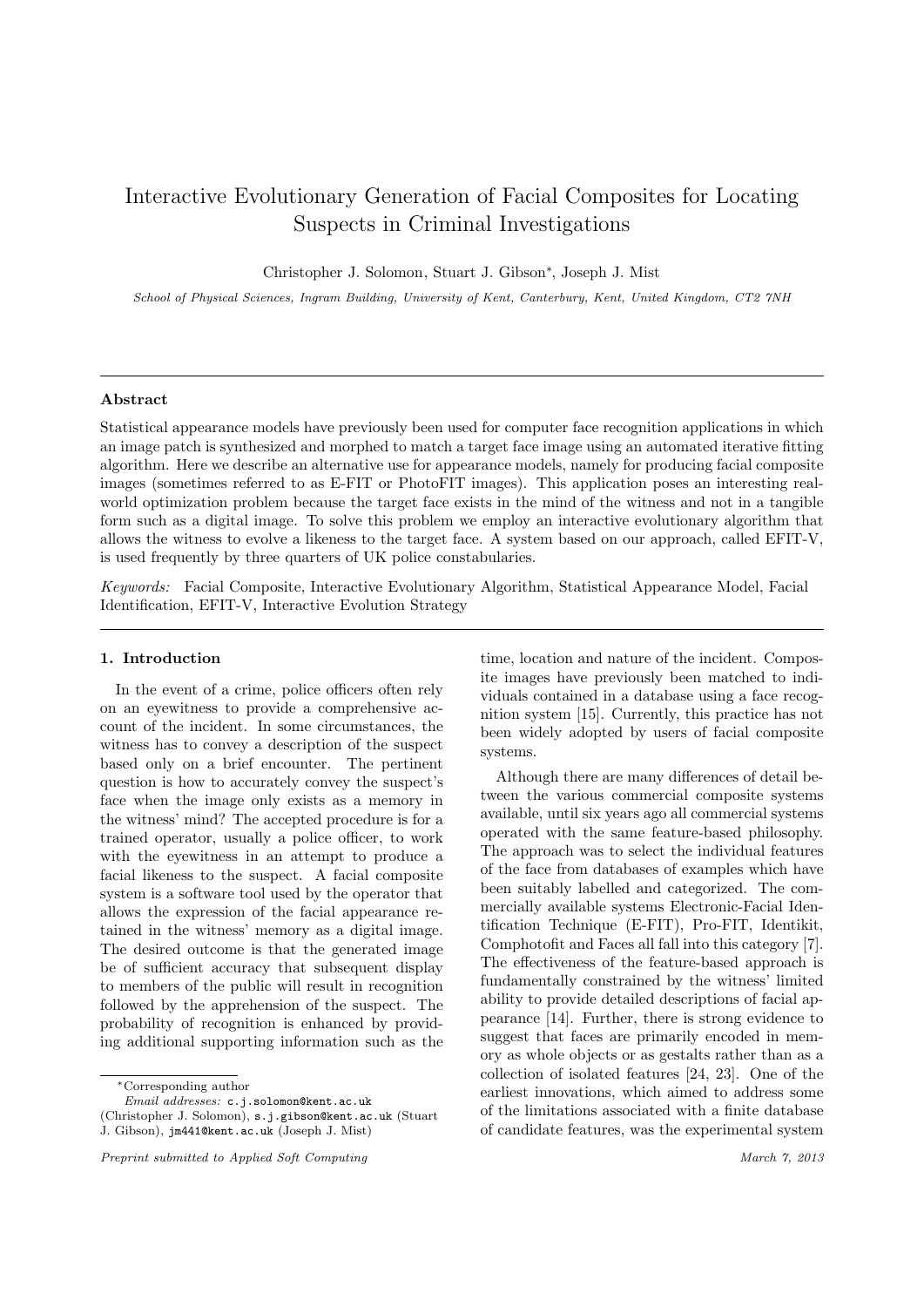# Interactive Evolutionary Generation of Facial Composites for Locating Suspects in Criminal Investigations

Christopher J. Solomon, Stuart J. Gibson*, Joseph J. Mist

*School of Physical Sciences, Ingram Building, University of Kent, Canterbury, Kent, United Kingdom, CT2 7NH*

## Abstract

Statistical appearance models have previously been used for computer face recognition applications in which an image patch is synthesized and morphed to match a target face image using an automated iterative fitting algorithm. Here we describe an alternative use for appearance models, namely for producing facial composite images (sometimes referred to as E-FIT or PhotoFIT images). This application poses an interesting real-world optimization problem because the target face exists in the mind of the witness and not in a tangible form such as a digital image. To solve this problem we employ an interactive evolutionary algorithm that allows the witness to evolve a likeness to the target face. A system based on our approach, called EFIT-V, is used frequently by three quarters of UK police constabularies.

*Keywords:* Facial Composite, Interactive Evolutionary Algorithm, Statistical Appearance Model, Facial Identification, EFIT-V, Interactive Evolution Strategy

## 1. Introduction

In the event of a crime, police officers often rely on an eyewitness to provide a comprehensive account of the incident. In some circumstances, the witness has to convey a description of the suspect based only on a brief encounter. The pertinent question is how to accurately convey the suspect's face when the image only exists as a memory in the witness' mind? The accepted procedure is for a trained operator, usually a police officer, to work with the eyewitness in an attempt to produce a facial likeness to the suspect. A facial composite system is a software tool used by the operator that allows the expression of the facial appearance retained in the witness' memory as a digital image. The desired outcome is that the generated image be of sufficient accuracy that subsequent display to members of the public will result in recognition followed by the apprehension of the suspect. The probability of recognition is enhanced by providing additional supporting information such as the time, location and nature of the incident. Composite images have previously been matched to individuals contained in a database using a face recognition system [15]. Currently, this practice has not been widely adopted by users of facial composite systems.

Although there are many differences of detail between the various commercial composite systems available, until six years ago all commercial systems operated with the same feature-based philosophy. The approach was to select the individual features of the face from databases of examples which have been suitably labelled and categorized. The commercially available systems Electronic-Facial Identification Technique (E-FIT), Pro-FIT, Identikit, Comphotofit and Faces all fall into this category [7]. The effectiveness of the feature-based approach is fundamentally constrained by the witness' limited ability to provide detailed descriptions of facial appearance [14]. Further, there is strong evidence to suggest that faces are primarily encoded in memory as whole objects or as gestalts rather than as a collection of isolated features [24, 23]. One of the earliest innovations, which aimed to address some of the limitations associated with a finite database of candidate features, was the experimental system

*Corresponding author
*Email addresses:* c.j.solomon@kent.ac.uk (Christopher J. Solomon), s.j.gibson@kent.ac.uk (Stuart J. Gibson), jm441@kent.ac.uk (Joseph J. Mist)

Preprint submitted to Applied Soft Computing — March 7, 2013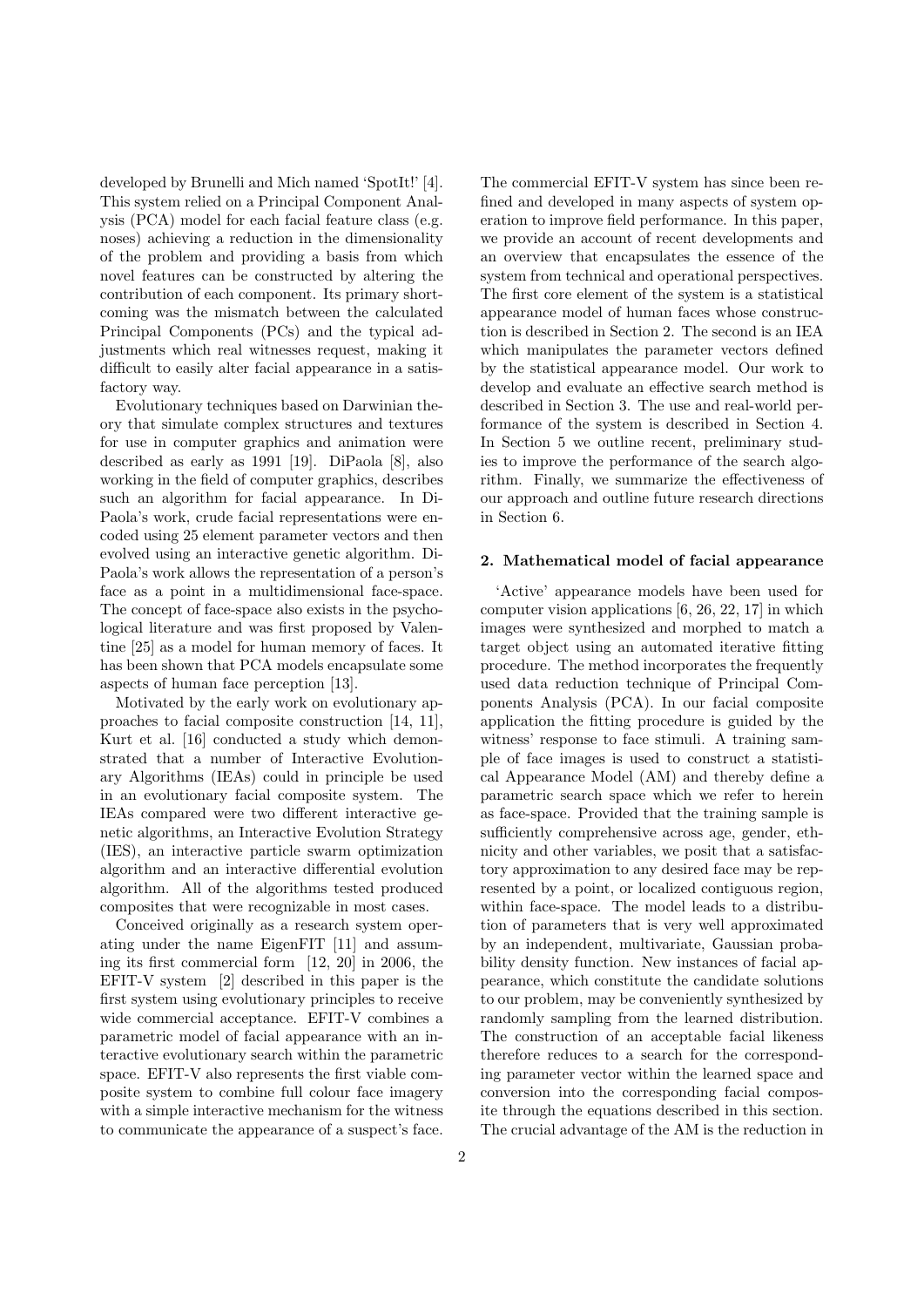developed by Brunelli and Mich named 'SpotIt!' [4]. This system relied on a Principal Component Analysis (PCA) model for each facial feature class (e.g. noses) achieving a reduction in the dimensionality of the problem and providing a basis from which novel features can be constructed by altering the contribution of each component. Its primary shortcoming was the mismatch between the calculated Principal Components (PCs) and the typical adjustments which real witnesses request, making it difficult to easily alter facial appearance in a satisfactory way.

Evolutionary techniques based on Darwinian theory that simulate complex structures and textures for use in computer graphics and animation were described as early as 1991 [19]. DiPaola [8], also working in the field of computer graphics, describes such an algorithm for facial appearance. In DiPaola's work, crude facial representations were encoded using 25 element parameter vectors and then evolved using an interactive genetic algorithm. DiPaola's work allows the representation of a person's face as a point in a multidimensional face-space. The concept of face-space also exists in the psychological literature and was first proposed by Valentine [25] as a model for human memory of faces. It has been shown that PCA models encapsulate some aspects of human face perception [13].

Motivated by the early work on evolutionary approaches to facial composite construction [14, 11], Kurt et al. [16] conducted a study which demonstrated that a number of Interactive Evolutionary Algorithms (IEAs) could in principle be used in an evolutionary facial composite system. The IEAs compared were two different interactive genetic algorithms, an Interactive Evolution Strategy (IES), an interactive particle swarm optimization algorithm and an interactive differential evolution algorithm. All of the algorithms tested produced composites that were recognizable in most cases.

Conceived originally as a research system operating under the name EigenFIT [11] and assuming its first commercial form [12, 20] in 2006, the EFIT-V system [2] described in this paper is the first system using evolutionary principles to receive wide commercial acceptance. EFIT-V combines a parametric model of facial appearance with an interactive evolutionary search within the parametric space. EFIT-V also represents the first viable composite system to combine full colour face imagery with a simple interactive mechanism for the witness to communicate the appearance of a suspect's face.

The commercial EFIT-V system has since been refined and developed in many aspects of system operation to improve field performance. In this paper, we provide an account of recent developments and an overview that encapsulates the essence of the system from technical and operational perspectives. The first core element of the system is a statistical appearance model of human faces whose construction is described in Section 2. The second is an IEA which manipulates the parameter vectors defined by the statistical appearance model. Our work to develop and evaluate an effective search method is described in Section 3. The use and real-world performance of the system is described in Section 4. In Section 5 we outline recent, preliminary studies to improve the performance of the search algorithm. Finally, we summarize the effectiveness of our approach and outline future research directions in Section 6.

## 2. Mathematical model of facial appearance

'Active' appearance models have been used for computer vision applications [6, 26, 22, 17] in which images were synthesized and morphed to match a target object using an automated iterative fitting procedure. The method incorporates the frequently used data reduction technique of Principal Components Analysis (PCA). In our facial composite application the fitting procedure is guided by the witness' response to face stimuli. A training sample of face images is used to construct a statistical Appearance Model (AM) and thereby define a parametric search space which we refer to herein as face-space. Provided that the training sample is sufficiently comprehensive across age, gender, ethnicity and other variables, we posit that a satisfactory approximation to any desired face may be represented by a point, or localized contiguous region, within face-space. The model leads to a distribution of parameters that is very well approximated by an independent, multivariate, Gaussian probability density function. New instances of facial appearance, which constitute the candidate solutions to our problem, may be conveniently synthesized by randomly sampling from the learned distribution. The construction of an acceptable facial likeness therefore reduces to a search for the corresponding parameter vector within the learned space and conversion into the corresponding facial composite through the equations described in this section. The crucial advantage of the AM is the reduction in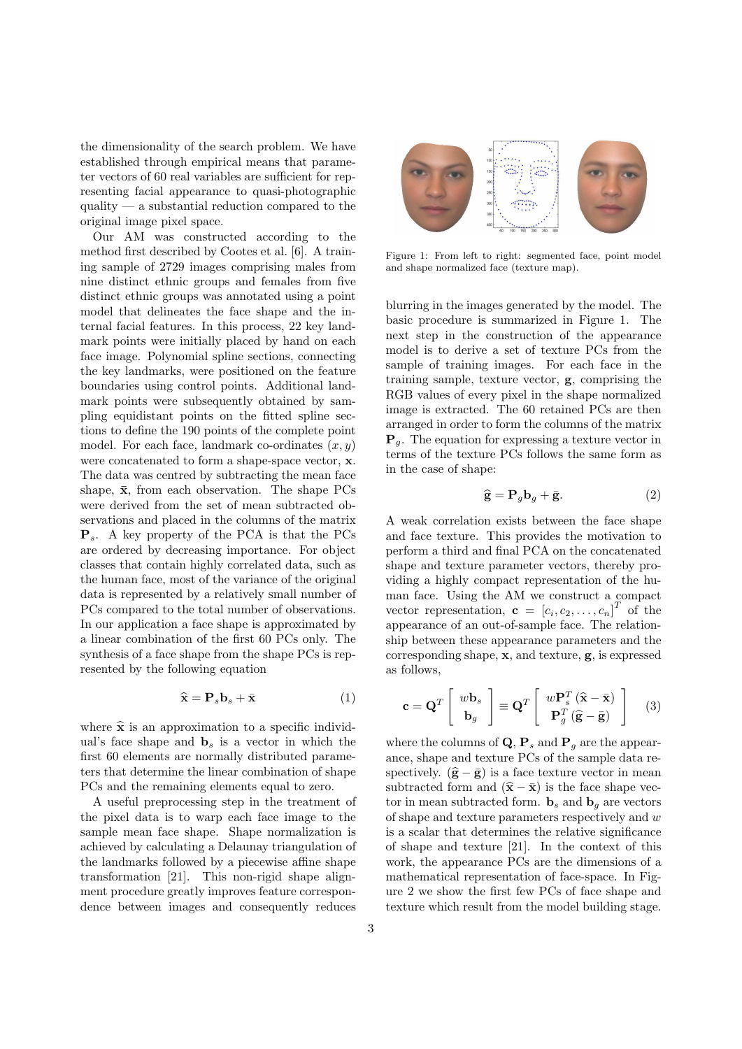the dimensionality of the search problem. We have established through empirical means that parameter vectors of 60 real variables are sufficient for representing facial appearance to quasi-photographic quality — a substantial reduction compared to the original image pixel space.

Our AM was constructed according to the method first described by Cootes et al. [6]. A training sample of 2729 images comprising males from nine distinct ethnic groups and females from five distinct ethnic groups was annotated using a point model that delineates the face shape and the internal facial features. In this process, 22 key landmark points were initially placed by hand on each face image. Polynomial spline sections, connecting the key landmarks, were positioned on the feature boundaries using control points. Additional landmark points were subsequently obtained by sampling equidistant points on the fitted spline sections to define the 190 points of the complete point model. For each face, landmark co-ordinates $(x, y)$ were concatenated to form a shape-space vector, $\mathbf{x}$. The data was centred by subtracting the mean face shape, $\bar{\mathbf{x}}$, from each observation. The shape PCs were derived from the set of mean subtracted observations and placed in the columns of the matrix $\mathbf{P}_s$. A key property of the PCA is that the PCs are ordered by decreasing importance. For object classes that contain highly correlated data, such as the human face, most of the variance of the original data is represented by a relatively small number of PCs compared to the total number of observations. In our application a face shape is approximated by a linear combination of the first 60 PCs only. The synthesis of a face shape from the shape PCs is represented by the following equation

$$\widehat{\mathbf{x}} = \mathbf{P}_s \mathbf{b}_s + \bar{\mathbf{x}} \tag{1}$$

where $\widehat{\mathbf{x}}$ is an approximation to a specific individual's face shape and $\mathbf{b}_s$ is a vector in which the first 60 elements are normally distributed parameters that determine the linear combination of shape PCs and the remaining elements equal to zero.

A useful preprocessing step in the treatment of the pixel data is to warp each face image to the sample mean face shape. Shape normalization is achieved by calculating a Delaunay triangulation of the landmarks followed by a piecewise affine shape transformation [21]. This non-rigid shape alignment procedure greatly improves feature correspondence between images and consequently reduces blurring in the images generated by the model. The basic procedure is summarized in Figure 1. The next step in the construction of the appearance model is to derive a set of texture PCs from the sample of training images. For each face in the training sample, texture vector, $\mathbf{g}$, comprising the RGB values of every pixel in the shape normalized image is extracted. The 60 retained PCs are then arranged in order to form the columns of the matrix $\mathbf{P}_g$. The equation for expressing a texture vector in terms of the texture PCs follows the same form as in the case of shape:

Figure 1: From left to right: segmented face, point model and shape normalized face (texture map).

$$\widehat{\mathbf{g}} = \mathbf{P}_g \mathbf{b}_g + \bar{\mathbf{g}}. \tag{2}$$

A weak correlation exists between the face shape and face texture. This provides the motivation to perform a third and final PCA on the concatenated shape and texture parameter vectors, thereby providing a highly compact representation of the human face. Using the AM we construct a compact vector representation, $\mathbf{c} = [c_i, c_2, \ldots, c_n]^T$ of the appearance of an out-of-sample face. The relationship between these appearance parameters and the corresponding shape, $\mathbf{x}$, and texture, $\mathbf{g}$, is expressed as follows,

$$\mathbf{c} = \mathbf{Q}^T \begin{bmatrix} w\mathbf{b}_s \\ \mathbf{b}_g \end{bmatrix} \equiv \mathbf{Q}^T \begin{bmatrix} w\mathbf{P}_s^T (\widehat{\mathbf{x}} - \bar{\mathbf{x}}) \\ \mathbf{P}_g^T (\widehat{\mathbf{g}} - \bar{\mathbf{g}}) \end{bmatrix} \tag{3}$$

where the columns of $\mathbf{Q}$, $\mathbf{P}_s$ and $\mathbf{P}_g$ are the appearance, shape and texture PCs of the sample data respectively. $(\widehat{\mathbf{g}} - \bar{\mathbf{g}})$ is a face texture vector in mean subtracted form and $(\widehat{\mathbf{x}} - \bar{\mathbf{x}})$ is the face shape vector in mean subtracted form. $\mathbf{b}_s$ and $\mathbf{b}_g$ are vectors of shape and texture parameters respectively and $w$ is a scalar that determines the relative significance of shape and texture [21]. In the context of this work, the appearance PCs are the dimensions of a mathematical representation of face-space. In Figure 2 we show the first few PCs of face shape and texture which result from the model building stage.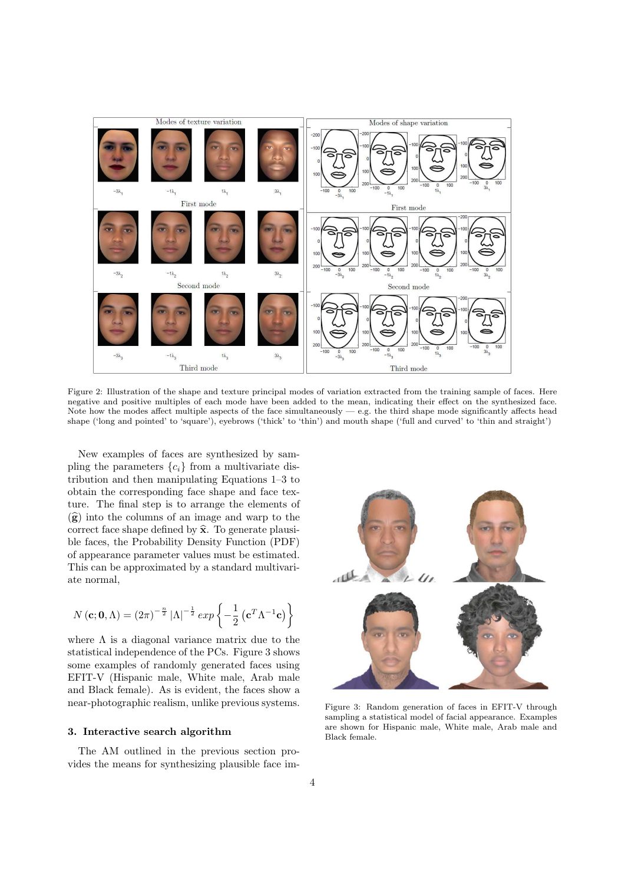Figure 2: Illustration of the shape and texture principal modes of variation extracted from the training sample of faces. Here negative and positive multiples of each mode have been added to the mean, indicating their effect on the synthesized face. Note how the modes affect multiple aspects of the face simultaneously — e.g. the third shape mode significantly affects head shape ('long and pointed' to 'square'), eyebrows ('thick' to 'thin') and mouth shape ('full and curved' to 'thin and straight')

New examples of faces are synthesized by sampling the parameters $\{c_i\}$ from a multivariate distribution and then manipulating Equations 1–3 to obtain the corresponding face shape and face texture. The final step is to arrange the elements of $(\widehat{\mathbf{g}})$ into the columns of an image and warp to the correct face shape defined by $\widehat{\mathbf{x}}$. To generate plausible faces, the Probability Density Function (PDF) of appearance parameter values must be estimated. This can be approximated by a standard multivariate normal,

$$N\left(\mathbf{c};\mathbf{0},\Lambda\right) = (2\pi)^{-\frac{n}{2}} \left|\Lambda\right|^{-\frac{1}{2}} exp\left\{-\frac{1}{2}\left(\mathbf{c}^T\Lambda^{-1}\mathbf{c}\right)\right\}$$

where $\Lambda$ is a diagonal variance matrix due to the statistical independence of the PCs. Figure 3 shows some examples of randomly generated faces using EFIT-V (Hispanic male, White male, Arab male and Black female). As is evident, the faces show a near-photographic realism, unlike previous systems.

Figure 3: Random generation of faces in EFIT-V through sampling a statistical model of facial appearance. Examples are shown for Hispanic male, White male, Arab male and Black female.

### 3. Interactive search algorithm

The AM outlined in the previous section provides the means for synthesizing plausible face im-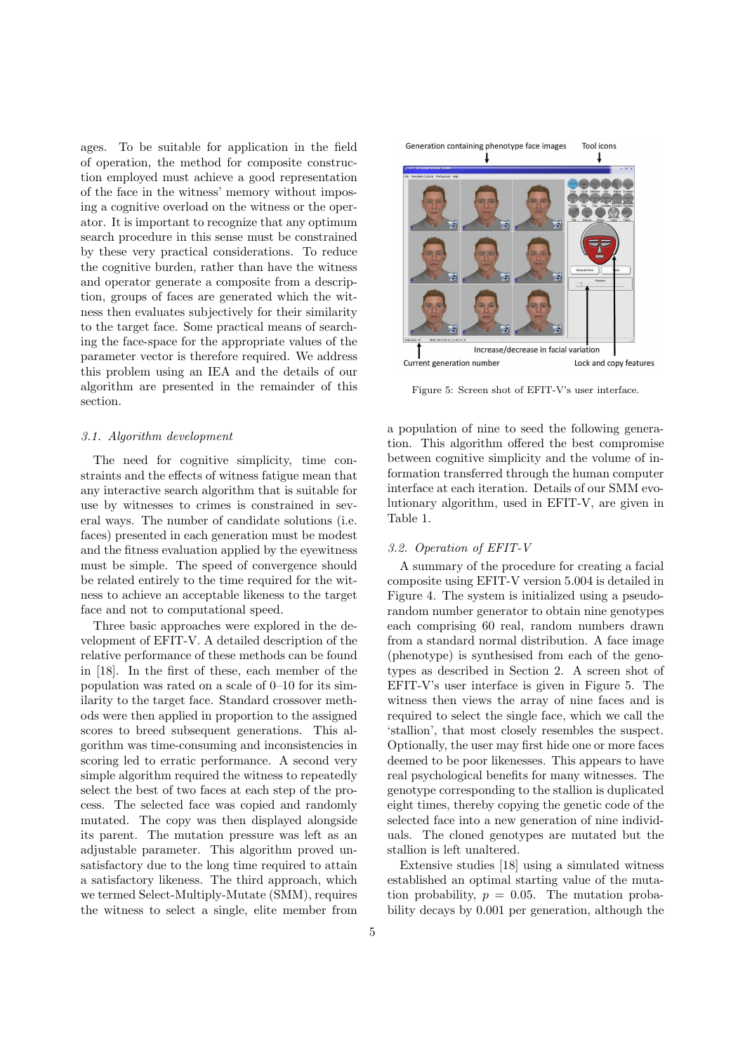ages. To be suitable for application in the field of operation, the method for composite construction employed must achieve a good representation of the face in the witness' memory without imposing a cognitive overload on the witness or the operator. It is important to recognize that any optimum search procedure in this sense must be constrained by these very practical considerations. To reduce the cognitive burden, rather than have the witness and operator generate a composite from a description, groups of faces are generated which the witness then evaluates subjectively for their similarity to the target face. Some practical means of searching the face-space for the appropriate values of the parameter vector is therefore required. We address this problem using an IEA and the details of our algorithm are presented in the remainder of this section.

### *3.1. Algorithm development*

The need for cognitive simplicity, time constraints and the effects of witness fatigue mean that any interactive search algorithm that is suitable for use by witnesses to crimes is constrained in several ways. The number of candidate solutions (i.e. faces) presented in each generation must be modest and the fitness evaluation applied by the eyewitness must be simple. The speed of convergence should be related entirely to the time required for the witness to achieve an acceptable likeness to the target face and not to computational speed.

Three basic approaches were explored in the development of EFIT-V. A detailed description of the relative performance of these methods can be found in [18]. In the first of these, each member of the population was rated on a scale of 0–10 for its similarity to the target face. Standard crossover methods were then applied in proportion to the assigned scores to breed subsequent generations. This algorithm was time-consuming and inconsistencies in scoring led to erratic performance. A second very simple algorithm required the witness to repeatedly select the best of two faces at each step of the process. The selected face was copied and randomly mutated. The copy was then displayed alongside its parent. The mutation pressure was left as an adjustable parameter. This algorithm proved unsatisfactory due to the long time required to attain a satisfactory likeness. The third approach, which we termed Select-Multiply-Mutate (SMM), requires the witness to select a single, elite member from a population of nine to seed the following generation. This algorithm offered the best compromise between cognitive simplicity and the volume of information transferred through the human computer interface at each iteration. Details of our SMM evolutionary algorithm, used in EFIT-V, are given in Table 1.

Generation containing phenotype face images | Tool icons | Current generation number | Increase/decrease in facial variation | Lock and copy features

Figure 5: Screen shot of EFIT-V's user interface.

### *3.2. Operation of EFIT-V*

A summary of the procedure for creating a facial composite using EFIT-V version 5.004 is detailed in Figure 4. The system is initialized using a pseudo-random number generator to obtain nine genotypes each comprising 60 real, random numbers drawn from a standard normal distribution. A face image (phenotype) is synthesised from each of the genotypes as described in Section 2. A screen shot of EFIT-V's user interface is given in Figure 5. The witness then views the array of nine faces and is required to select the single face, which we call the 'stallion', that most closely resembles the suspect. Optionally, the user may first hide one or more faces deemed to be poor likenesses. This appears to have real psychological benefits for many witnesses. The genotype corresponding to the stallion is duplicated eight times, thereby copying the genetic code of the selected face into a new generation of nine individuals. The cloned genotypes are mutated but the stallion is left unaltered.

Extensive studies [18] using a simulated witness established an optimal starting value of the mutation probability, $p = 0.05$. The mutation probability decays by 0.001 per generation, although the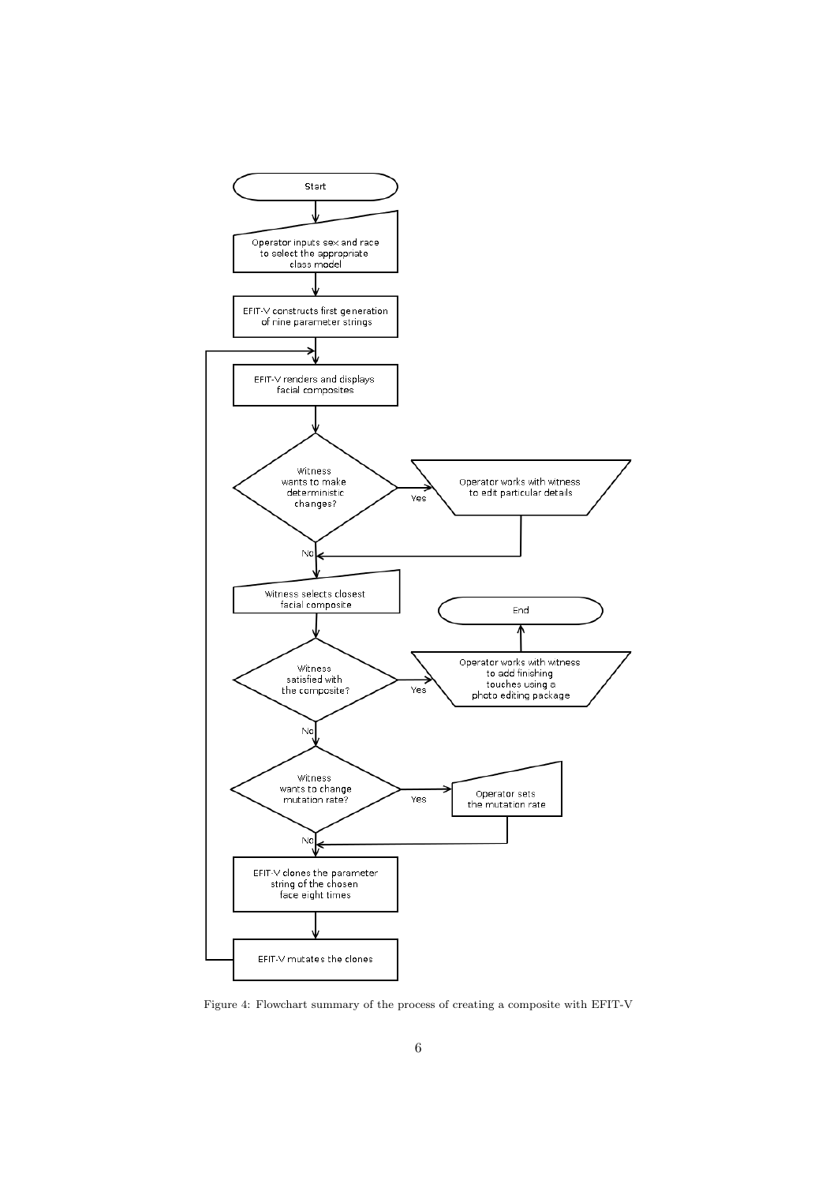Figure 4: Flowchart summary of the process of creating a composite with EFIT-V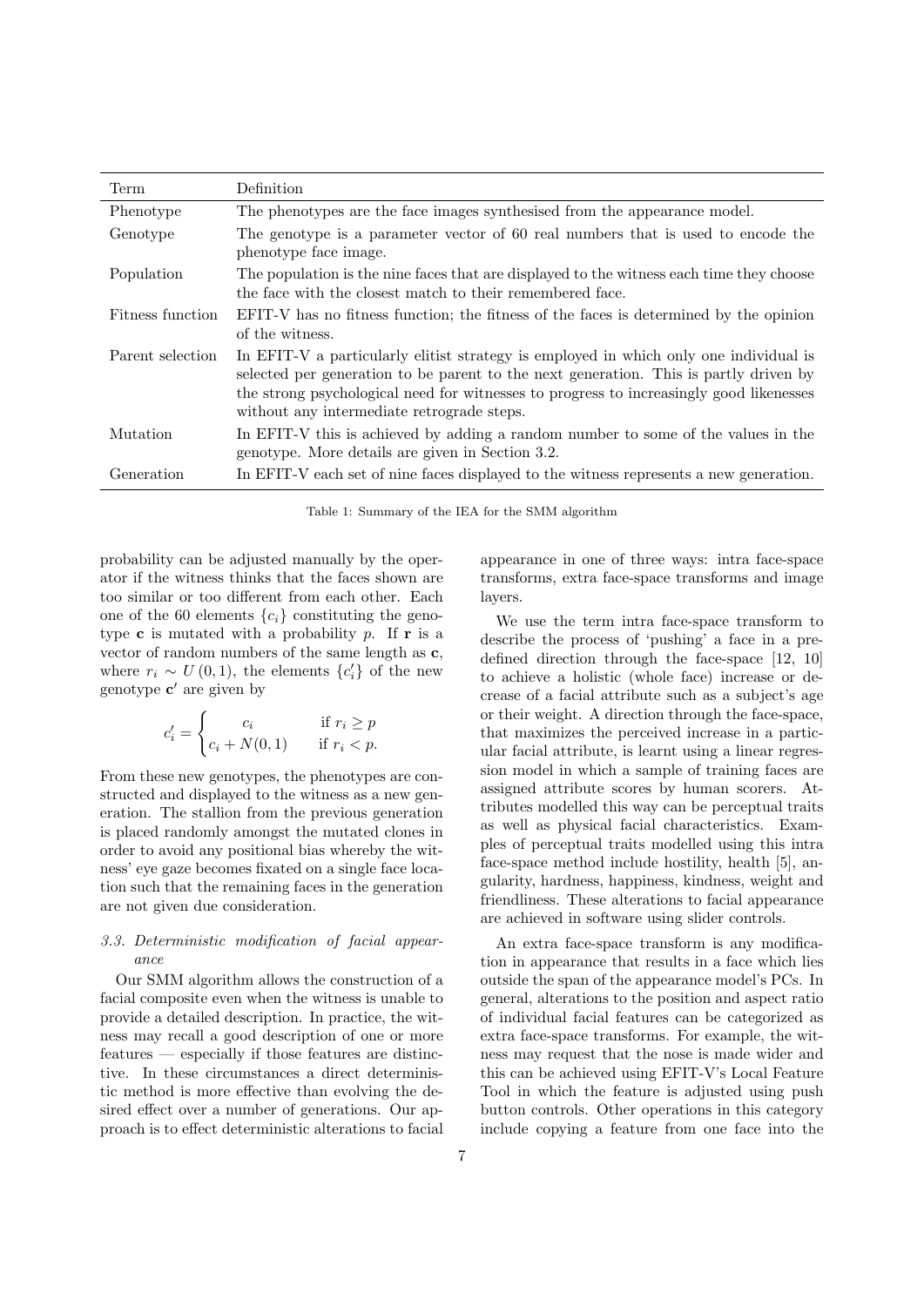| Term | Definition |
|---|---|
| Phenotype | The phenotypes are the face images synthesised from the appearance model. |
| Genotype | The genotype is a parameter vector of 60 real numbers that is used to encode the phenotype face image. |
| Population | The population is the nine faces that are displayed to the witness each time they choose the face with the closest match to their remembered face. |
| Fitness function | EFIT-V has no fitness function; the fitness of the faces is determined by the opinion of the witness. |
| Parent selection | In EFIT-V a particularly elitist strategy is employed in which only one individual is selected per generation to be parent to the next generation. This is partly driven by the strong psychological need for witnesses to progress to increasingly good likenesses without any intermediate retrograde steps. |
| Mutation | In EFIT-V this is achieved by adding a random number to some of the values in the genotype. More details are given in Section 3.2. |
| Generation | In EFIT-V each set of nine faces displayed to the witness represents a new generation. |

Table 1: Summary of the IEA for the SMM algorithm

probability can be adjusted manually by the operator if the witness thinks that the faces shown are too similar or too different from each other. Each one of the 60 elements $\{c_i\}$ constituting the genotype $\mathbf{c}$ is mutated with a probability $p$. If $\mathbf{r}$ is a vector of random numbers of the same length as $\mathbf{c}$, where $r_i \sim U(0,1)$, the elements $\{c'_i\}$ of the new genotype $\mathbf{c}'$ are given by

$$c'_i = \begin{cases} c_i & \text{if } r_i \geq p \\ c_i + N(0,1) & \text{if } r_i < p. \end{cases}$$

From these new genotypes, the phenotypes are constructed and displayed to the witness as a new generation. The stallion from the previous generation is placed randomly amongst the mutated clones in order to avoid any positional bias whereby the witness' eye gaze becomes fixated on a single face location such that the remaining faces in the generation are not given due consideration.

### *3.3. Deterministic modification of facial appearance*

Our SMM algorithm allows the construction of a facial composite even when the witness is unable to provide a detailed description. In practice, the witness may recall a good description of one or more features — especially if those features are distinctive. In these circumstances a direct deterministic method is more effective than evolving the desired effect over a number of generations. Our approach is to effect deterministic alterations to facial appearance in one of three ways: intra face-space transforms, extra face-space transforms and image layers.

We use the term intra face-space transform to describe the process of 'pushing' a face in a predefined direction through the face-space [12, 10] to achieve a holistic (whole face) increase or decrease of a facial attribute such as a subject's age or their weight. A direction through the face-space, that maximizes the perceived increase in a particular facial attribute, is learnt using a linear regression model in which a sample of training faces are assigned attribute scores by human scorers. Attributes modelled this way can be perceptual traits as well as physical facial characteristics. Examples of perceptual traits modelled using this intra face-space method include hostility, health [5], angularity, hardness, happiness, kindness, weight and friendliness. These alterations to facial appearance are achieved in software using slider controls.

An extra face-space transform is any modification in appearance that results in a face which lies outside the span of the appearance model's PCs. In general, alterations to the position and aspect ratio of individual facial features can be categorized as extra face-space transforms. For example, the witness may request that the nose is made wider and this can be achieved using EFIT-V's Local Feature Tool in which the feature is adjusted using push button controls. Other operations in this category include copying a feature from one face into the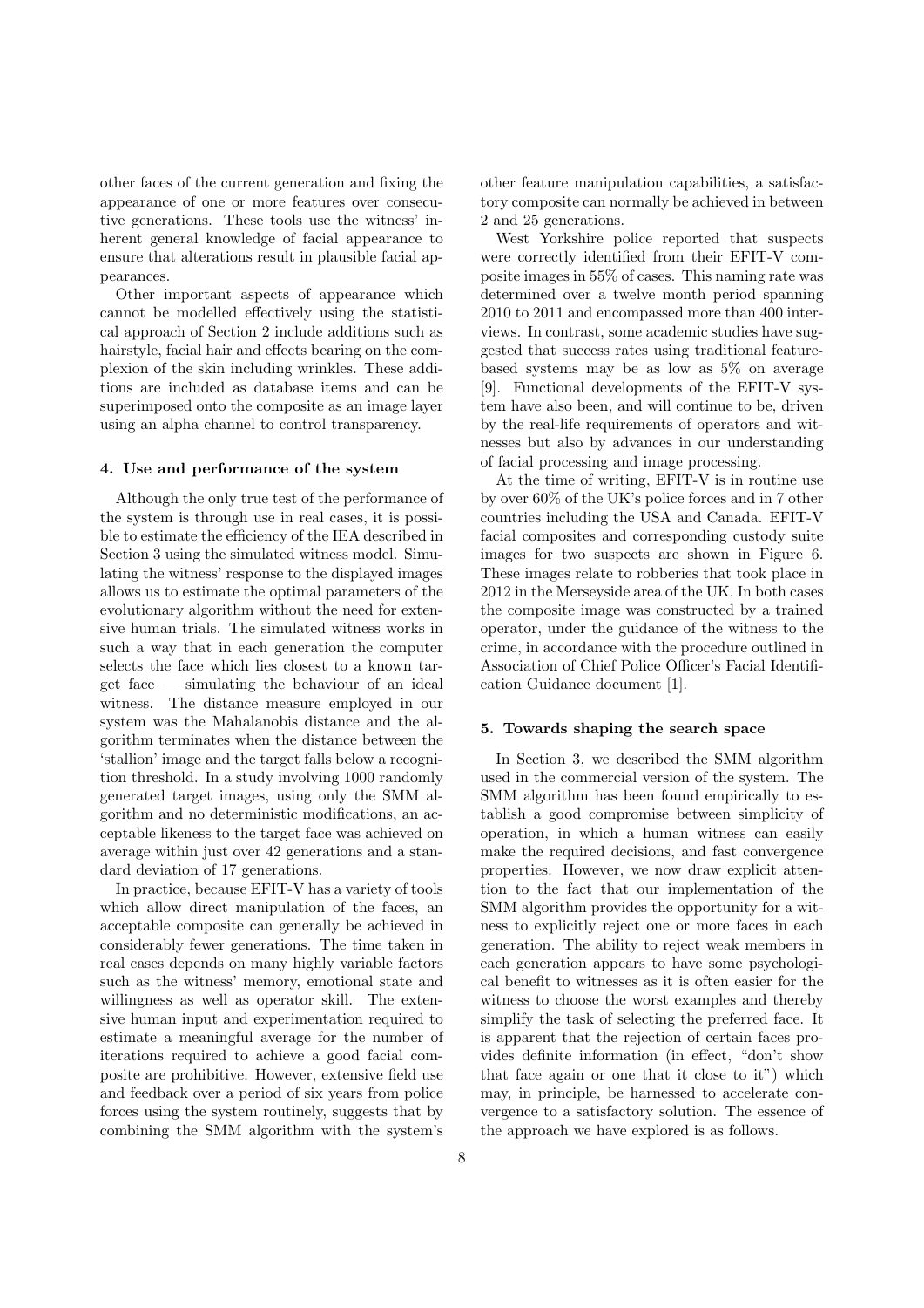other faces of the current generation and fixing the appearance of one or more features over consecutive generations. These tools use the witness' inherent general knowledge of facial appearance to ensure that alterations result in plausible facial appearances.

Other important aspects of appearance which cannot be modelled effectively using the statistical approach of Section 2 include additions such as hairstyle, facial hair and effects bearing on the complexion of the skin including wrinkles. These additions are included as database items and can be superimposed onto the composite as an image layer using an alpha channel to control transparency.

#### 4. Use and performance of the system

Although the only true test of the performance of the system is through use in real cases, it is possible to estimate the efficiency of the IEA described in Section 3 using the simulated witness model. Simulating the witness' response to the displayed images allows us to estimate the optimal parameters of the evolutionary algorithm without the need for extensive human trials. The simulated witness works in such a way that in each generation the computer selects the face which lies closest to a known target face — simulating the behaviour of an ideal witness. The distance measure employed in our system was the Mahalanobis distance and the algorithm terminates when the distance between the 'stallion' image and the target falls below a recognition threshold. In a study involving 1000 randomly generated target images, using only the SMM algorithm and no deterministic modifications, an acceptable likeness to the target face was achieved on average within just over 42 generations and a standard deviation of 17 generations.

In practice, because EFIT-V has a variety of tools which allow direct manipulation of the faces, an acceptable composite can generally be achieved in considerably fewer generations. The time taken in real cases depends on many highly variable factors such as the witness' memory, emotional state and willingness as well as operator skill. The extensive human input and experimentation required to estimate a meaningful average for the number of iterations required to achieve a good facial composite are prohibitive. However, extensive field use and feedback over a period of six years from police forces using the system routinely, suggests that by combining the SMM algorithm with the system's other feature manipulation capabilities, a satisfactory composite can normally be achieved in between 2 and 25 generations.

West Yorkshire police reported that suspects were correctly identified from their EFIT-V composite images in 55% of cases. This naming rate was determined over a twelve month period spanning 2010 to 2011 and encompassed more than 400 interviews. In contrast, some academic studies have suggested that success rates using traditional feature-based systems may be as low as 5% on average [9]. Functional developments of the EFIT-V system have also been, and will continue to be, driven by the real-life requirements of operators and witnesses but also by advances in our understanding of facial processing and image processing.

At the time of writing, EFIT-V is in routine use by over 60% of the UK's police forces and in 7 other countries including the USA and Canada. EFIT-V facial composites and corresponding custody suite images for two suspects are shown in Figure 6. These images relate to robberies that took place in 2012 in the Merseyside area of the UK. In both cases the composite image was constructed by a trained operator, under the guidance of the witness to the crime, in accordance with the procedure outlined in Association of Chief Police Officer's Facial Identification Guidance document [1].

#### 5. Towards shaping the search space

In Section 3, we described the SMM algorithm used in the commercial version of the system. The SMM algorithm has been found empirically to establish a good compromise between simplicity of operation, in which a human witness can easily make the required decisions, and fast convergence properties. However, we now draw explicit attention to the fact that our implementation of the SMM algorithm provides the opportunity for a witness to explicitly reject one or more faces in each generation. The ability to reject weak members in each generation appears to have some psychological benefit to witnesses as it is often easier for the witness to choose the worst examples and thereby simplify the task of selecting the preferred face. It is apparent that the rejection of certain faces provides definite information (in effect, "don't show that face again or one that it close to it") which may, in principle, be harnessed to accelerate convergence to a satisfactory solution. The essence of the approach we have explored is as follows.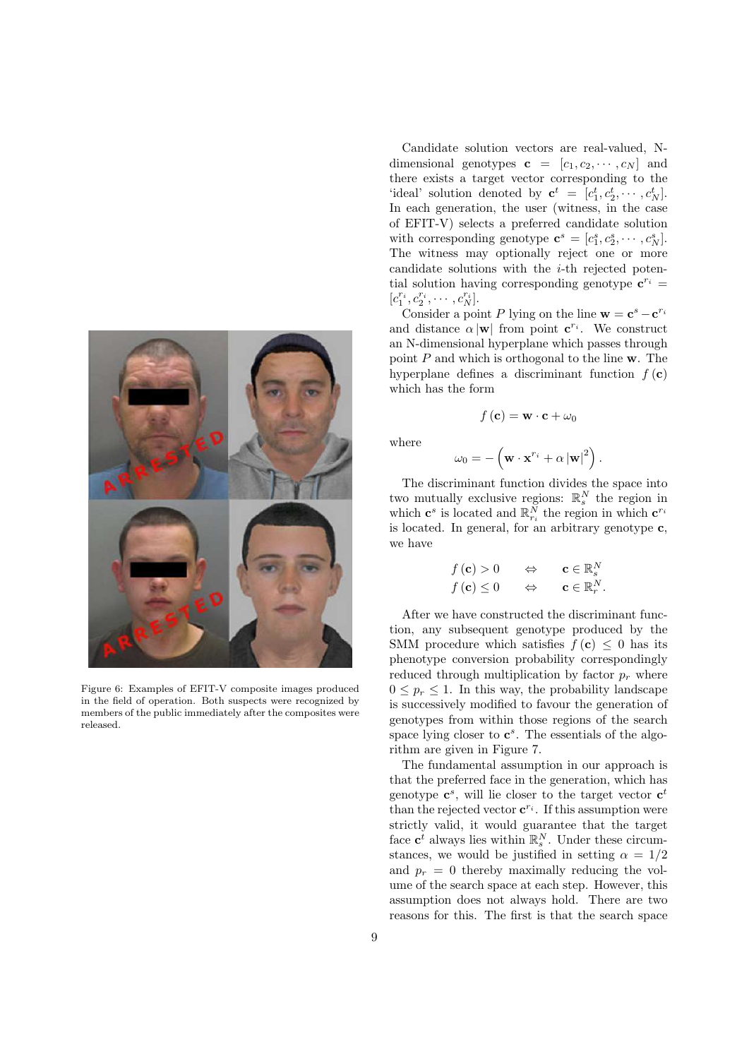Figure 6: Examples of EFIT-V composite images produced in the field of operation. Both suspects were recognized by members of the public immediately after the composites were released.

Candidate solution vectors are real-valued, N-dimensional genotypes $\mathbf{c} = [c_1, c_2, \cdots, c_N]$ and there exists a target vector corresponding to the 'ideal' solution denoted by $\mathbf{c}^t = [c_1^t, c_2^t, \cdots, c_N^t]$. In each generation, the user (witness, in the case of EFIT-V) selects a preferred candidate solution with corresponding genotype $\mathbf{c}^s = [c_1^s, c_2^s, \cdots, c_N^s]$. The witness may optionally reject one or more candidate solutions with the $i$-th rejected potential solution having corresponding genotype $\mathbf{c}^{r_i} = [c_1^{r_i}, c_2^{r_i}, \cdots, c_N^{r_i}]$.

Consider a point $P$ lying on the line $\mathbf{w} = \mathbf{c}^s - \mathbf{c}^{r_i}$ and distance $\alpha |\mathbf{w}|$ from point $\mathbf{c}^{r_i}$. We construct an N-dimensional hyperplane which passes through point $P$ and which is orthogonal to the line $\mathbf{w}$. The hyperplane defines a discriminant function $f(\mathbf{c})$ which has the form

$$f(\mathbf{c}) = \mathbf{w} \cdot \mathbf{c} + \omega_0$$

where

$$\omega_0 = -\left(\mathbf{w} \cdot \mathbf{x}^{r_i} + \alpha |\mathbf{w}|^2\right).$$

The discriminant function divides the space into two mutually exclusive regions: $\mathbb{R}_s^N$ the region in which $\mathbf{c}^s$ is located and $\mathbb{R}_{r_i}^N$ the region in which $\mathbf{c}^{r_i}$ is located. In general, for an arbitrary genotype $\mathbf{c}$, we have

$$\begin{array}{lcl} f(\mathbf{c}) > 0 & \Leftrightarrow & \mathbf{c} \in \mathbb{R}_s^N \\ f(\mathbf{c}) \leq 0 & \Leftrightarrow & \mathbf{c} \in \mathbb{R}_r^N. \end{array}$$

After we have constructed the discriminant function, any subsequent genotype produced by the SMM procedure which satisfies $f(\mathbf{c}) \leq 0$ has its phenotype conversion probability correspondingly reduced through multiplication by factor $p_r$ where $0 \leq p_r \leq 1$. In this way, the probability landscape is successively modified to favour the generation of genotypes from within those regions of the search space lying closer to $\mathbf{c}^s$. The essentials of the algorithm are given in Figure 7.

The fundamental assumption in our approach is that the preferred face in the generation, which has genotype $\mathbf{c}^s$, will lie closer to the target vector $\mathbf{c}^t$ than the rejected vector $\mathbf{c}^{r_i}$. If this assumption were strictly valid, it would guarantee that the target face $\mathbf{c}^t$ always lies within $\mathbb{R}_s^N$. Under these circumstances, we would be justified in setting $\alpha = 1/2$ and $p_r = 0$ thereby maximally reducing the volume of the search space at each step. However, this assumption does not always hold. There are two reasons for this. The first is that the search space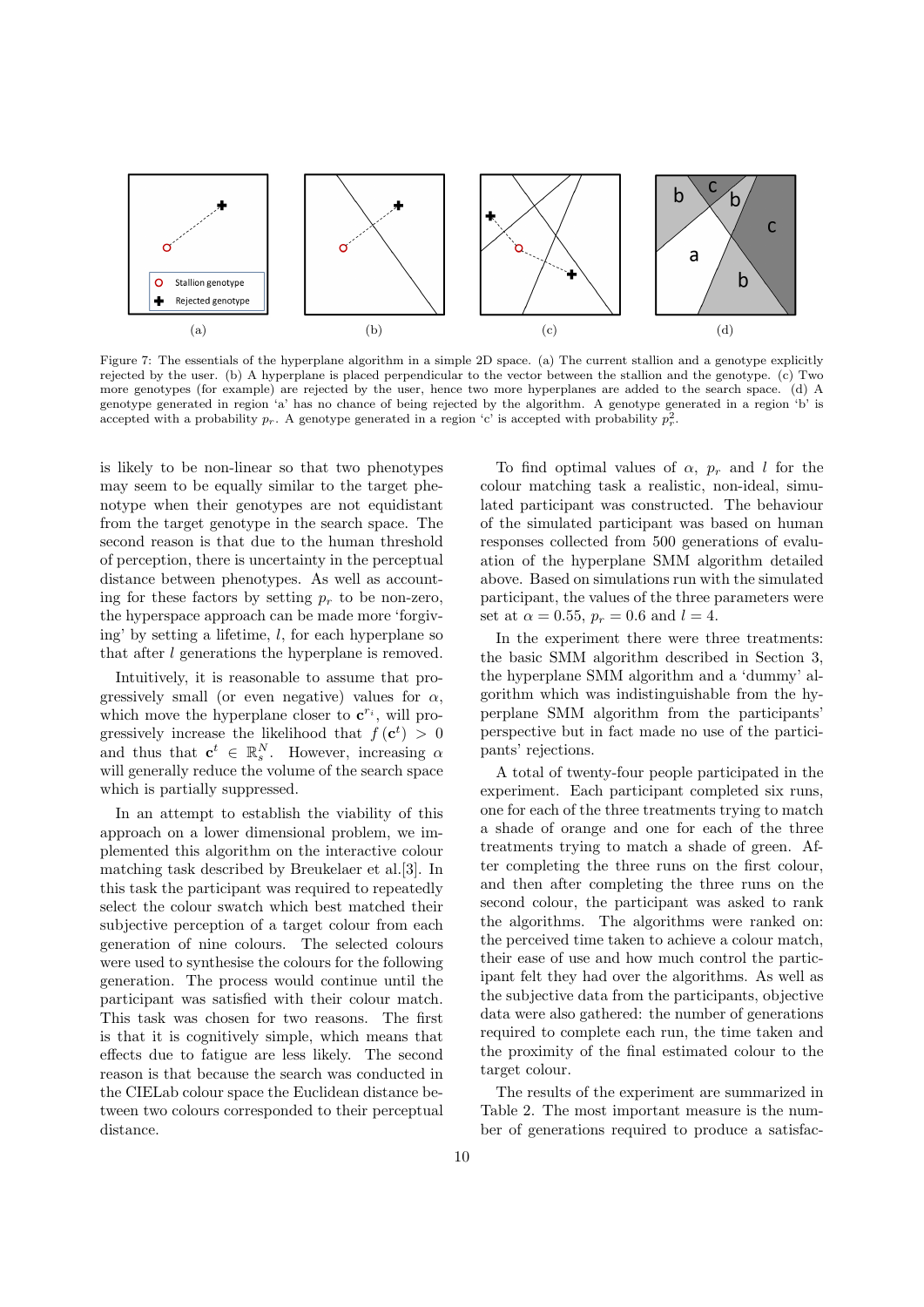Figure 7: The essentials of the hyperplane algorithm in a simple 2D space. (a) The current stallion and a genotype explicitly rejected by the user. (b) A hyperplane is placed perpendicular to the vector between the stallion and the genotype. (c) Two more genotypes (for example) are rejected by the user, hence two more hyperplanes are added to the search space. (d) A genotype generated in region 'a' has no chance of being rejected by the algorithm. A genotype generated in a region 'b' is accepted with a probability $p_r$. A genotype generated in a region 'c' is accepted with probability $p_r^2$.

is likely to be non-linear so that two phenotypes may seem to be equally similar to the target phenotype when their genotypes are not equidistant from the target genotype in the search space. The second reason is that due to the human threshold of perception, there is uncertainty in the perceptual distance between phenotypes. As well as accounting for these factors by setting $p_r$ to be non-zero, the hyperspace approach can be made more 'forgiving' by setting a lifetime, $l$, for each hyperplane so that after $l$ generations the hyperplane is removed.

Intuitively, it is reasonable to assume that progressively small (or even negative) values for $\alpha$, which move the hyperplane closer to $\mathbf{c}^{r_i}$, will progressively increase the likelihood that $f(\mathbf{c}^t) > 0$ and thus that $\mathbf{c}^t \in \mathbb{R}_s^N$. However, increasing $\alpha$ will generally reduce the volume of the search space which is partially suppressed.

In an attempt to establish the viability of this approach on a lower dimensional problem, we implemented this algorithm on the interactive colour matching task described by Breukelaer et al.[3]. In this task the participant was required to repeatedly select the colour swatch which best matched their subjective perception of a target colour from each generation of nine colours. The selected colours were used to synthesise the colours for the following generation. The process would continue until the participant was satisfied with their colour match. This task was chosen for two reasons. The first is that it is cognitively simple, which means that effects due to fatigue are less likely. The second reason is that because the search was conducted in the CIELab colour space the Euclidean distance between two colours corresponded to their perceptual distance.

To find optimal values of $\alpha$, $p_r$ and $l$ for the colour matching task a realistic, non-ideal, simulated participant was constructed. The behaviour of the simulated participant was based on human responses collected from 500 generations of evaluation of the hyperplane SMM algorithm detailed above. Based on simulations run with the simulated participant, the values of the three parameters were set at $\alpha = 0.55$, $p_r = 0.6$ and $l = 4$.

In the experiment there were three treatments: the basic SMM algorithm described in Section 3, the hyperplane SMM algorithm and a 'dummy' algorithm which was indistinguishable from the hyperplane SMM algorithm from the participants' perspective but in fact made no use of the participants' rejections.

A total of twenty-four people participated in the experiment. Each participant completed six runs, one for each of the three treatments trying to match a shade of orange and one for each of the three treatments trying to match a shade of green. After completing the three runs on the first colour, and then after completing the three runs on the second colour, the participant was asked to rank the algorithms. The algorithms were ranked on: the perceived time taken to achieve a colour match, their ease of use and how much control the participant felt they had over the algorithms. As well as the subjective data from the participants, objective data were also gathered: the number of generations required to complete each run, the time taken and the proximity of the final estimated colour to the target colour.

The results of the experiment are summarized in Table 2. The most important measure is the number of generations required to produce a satisfac-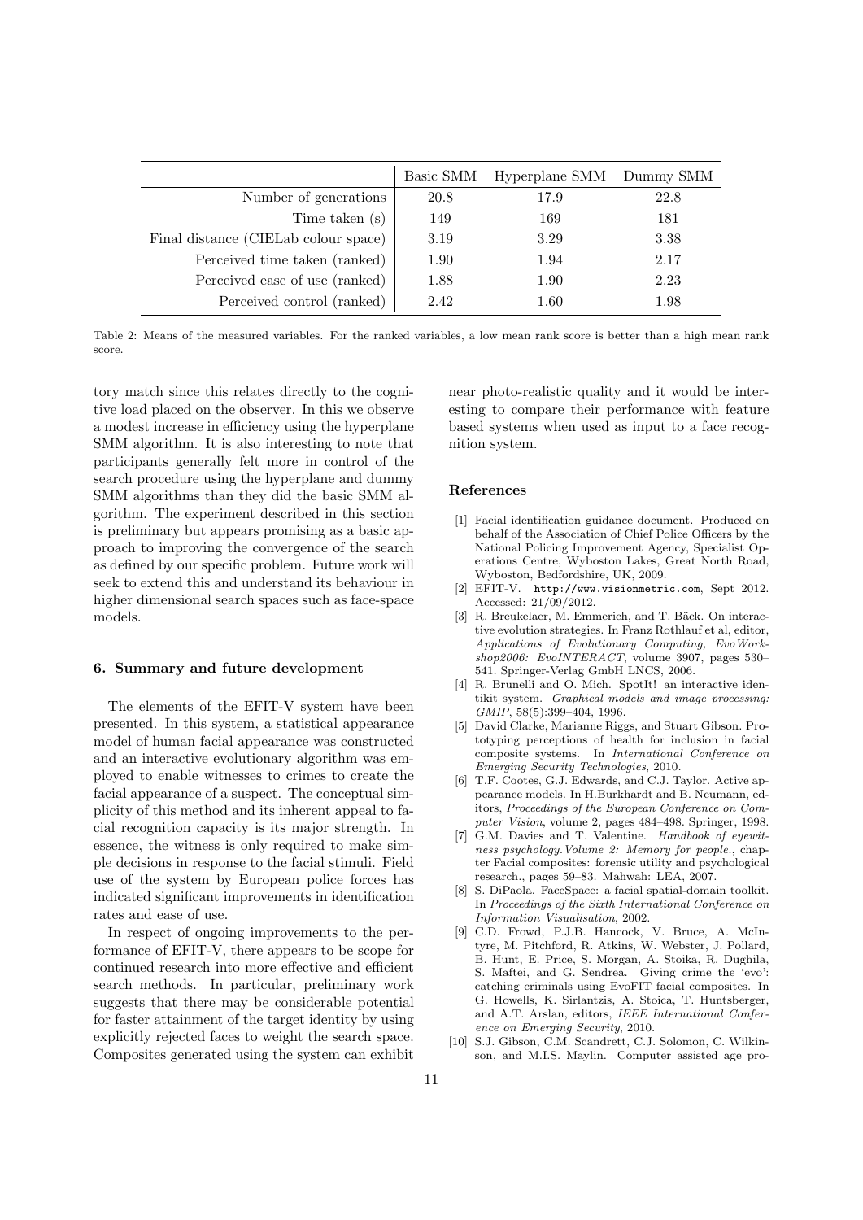| | Basic SMM | Hyperplane SMM | Dummy SMM |
|---|---|---|---|
| Number of generations | 20.8 | 17.9 | 22.8 |
| Time taken (s) | 149 | 169 | 181 |
| Final distance (CIELab colour space) | 3.19 | 3.29 | 3.38 |
| Perceived time taken (ranked) | 1.90 | 1.94 | 2.17 |
| Perceived ease of use (ranked) | 1.88 | 1.90 | 2.23 |
| Perceived control (ranked) | 2.42 | 1.60 | 1.98 |

Table 2: Means of the measured variables. For the ranked variables, a low mean rank score is better than a high mean rank score.

tory match since this relates directly to the cognitive load placed on the observer. In this we observe a modest increase in efficiency using the hyperplane SMM algorithm. It is also interesting to note that participants generally felt more in control of the search procedure using the hyperplane and dummy SMM algorithms than they did the basic SMM algorithm. The experiment described in this section is preliminary but appears promising as a basic approach to improving the convergence of the search as defined by our specific problem. Future work will seek to extend this and understand its behaviour in higher dimensional search spaces such as face-space models.

### 6. Summary and future development

The elements of the EFIT-V system have been presented. In this system, a statistical appearance model of human facial appearance was constructed and an interactive evolutionary algorithm was employed to enable witnesses to crimes to create the facial appearance of a suspect. The conceptual simplicity of this method and its inherent appeal to facial recognition capacity is its major strength. In essence, the witness is only required to make simple decisions in response to the facial stimuli. Field use of the system by European police forces has indicated significant improvements in identification rates and ease of use.

In respect of ongoing improvements to the performance of EFIT-V, there appears to be scope for continued research into more effective and efficient search methods. In particular, preliminary work suggests that there may be considerable potential for faster attainment of the target identity by using explicitly rejected faces to weight the search space. Composites generated using the system can exhibit near photo-realistic quality and it would be interesting to compare their performance with feature based systems when used as input to a face recognition system.

### References

[1] Facial identification guidance document. Produced on behalf of the Association of Chief Police Officers by the National Policing Improvement Agency, Specialist Operations Centre, Wyboston Lakes, Great North Road, Wyboston, Bedfordshire, UK, 2009.

[2] EFIT-V. `http://www.visionmetric.com`, Sept 2012. Accessed: 21/09/2012.

[3] R. Breukelaer, M. Emmerich, and T. Bäck. On interactive evolution strategies. In Franz Rothlauf et al, editor, *Applications of Evolutionary Computing, EvoWorkshop2006: EvoINTERACT*, volume 3907, pages 530–541. Springer-Verlag GmbH LNCS, 2006.

[4] R. Brunelli and O. Mich. SpotIt! an interactive identikit system. *Graphical models and image processing: GMIP*, 58(5):399–404, 1996.

[5] David Clarke, Marianne Riggs, and Stuart Gibson. Prototyping perceptions of health for inclusion in facial composite systems. In *International Conference on Emerging Security Technologies*, 2010.

[6] T.F. Cootes, G.J. Edwards, and C.J. Taylor. Active appearance models. In H.Burkhardt and B. Neumann, editors, *Proceedings of the European Conference on Computer Vision*, volume 2, pages 484–498. Springer, 1998.

[7] G.M. Davies and T. Valentine. *Handbook of eyewitness psychology. Volume 2: Memory for people.*, chapter Facial composites: forensic utility and psychological research., pages 59–83. Mahwah: LEA, 2007.

[8] S. DiPaola. FaceSpace: a facial spatial-domain toolkit. In *Proceedings of the Sixth International Conference on Information Visualisation*, 2002.

[9] C.D. Frowd, P.J.B. Hancock, V. Bruce, A. McIntyre, M. Pitchford, R. Atkins, W. Webster, J. Pollard, B. Hunt, E. Price, S. Morgan, A. Stoika, R. Dughila, S. Maftei, and G. Sendrea. Giving crime the 'evo': catching criminals using EvoFIT facial composites. In G. Howells, K. Sirlantzis, A. Stoica, T. Huntsberger, and A.T. Arslan, editors, *IEEE International Conference on Emerging Security*, 2010.

[10] S.J. Gibson, C.M. Scandrett, C.J. Solomon, C. Wilkinson, and M.I.S. Maylin. Computer assisted age pro-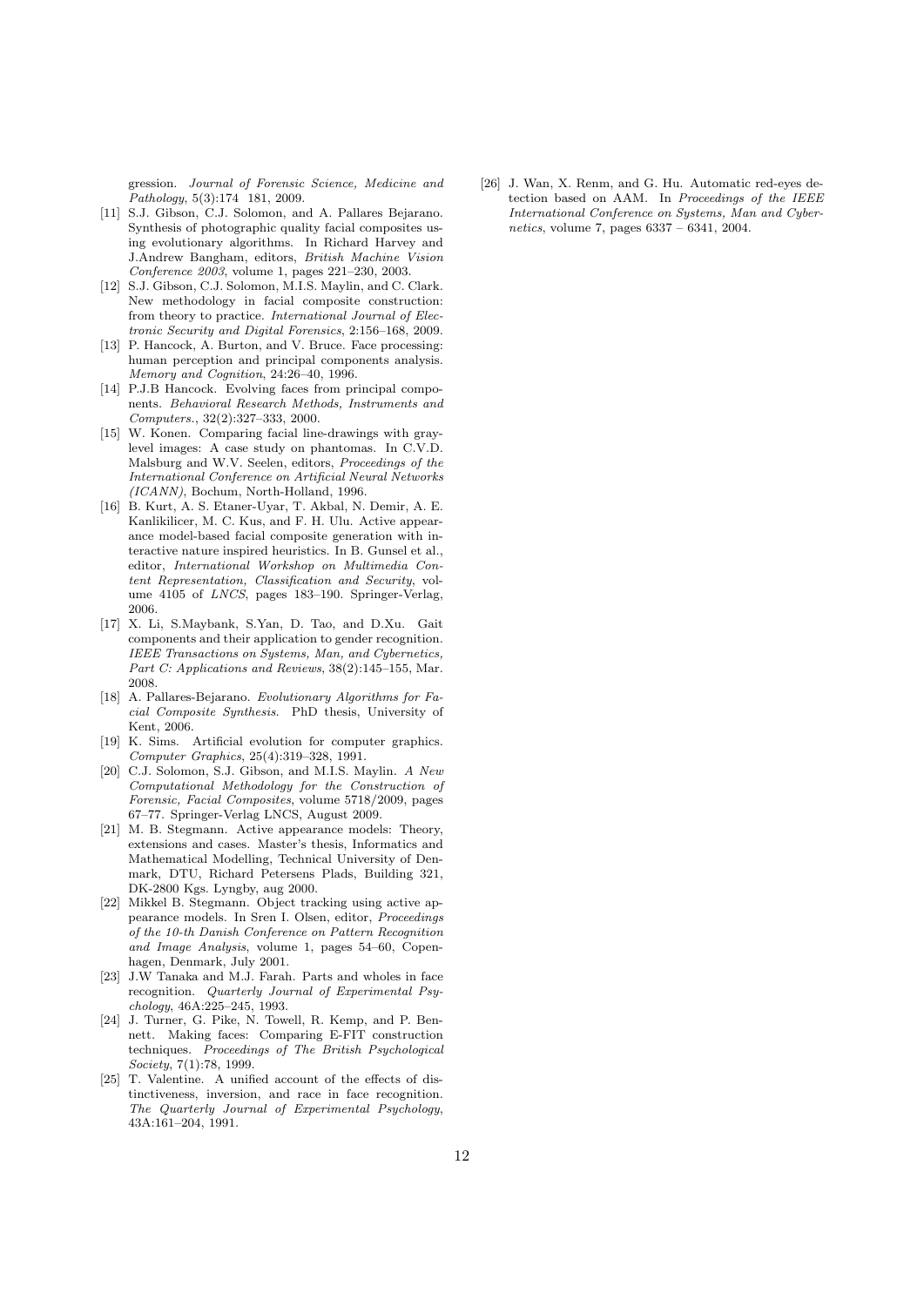gression. *Journal of Forensic Science, Medicine and Pathology*, 5(3):174 181, 2009.

[11] S.J. Gibson, C.J. Solomon, and A. Pallares Bejarano. Synthesis of photographic quality facial composites using evolutionary algorithms. In Richard Harvey and J.Andrew Bangham, editors, *British Machine Vision Conference 2003*, volume 1, pages 221–230, 2003.

[12] S.J. Gibson, C.J. Solomon, M.I.S. Maylin, and C. Clark. New methodology in facial composite construction: from theory to practice. *International Journal of Electronic Security and Digital Forensics*, 2:156–168, 2009.

[13] P. Hancock, A. Burton, and V. Bruce. Face processing: human perception and principal components analysis. *Memory and Cognition*, 24:26–40, 1996.

[14] P.J.B Hancock. Evolving faces from principal components. *Behavioral Research Methods, Instruments and Computers.*, 32(2):327–333, 2000.

[15] W. Konen. Comparing facial line-drawings with gray-level images: A case study on phantomas. In C.V.D. Malsburg and W.V. Seelen, editors, *Proceedings of the International Conference on Artificial Neural Networks (ICANN)*, Bochum, North-Holland, 1996.

[16] B. Kurt, A. S. Etaner-Uyar, T. Akbal, N. Demir, A. E. Kanlikilicer, M. C. Kus, and F. H. Ulu. Active appearance model-based facial composite generation with interactive nature inspired heuristics. In B. Gunsel et al., editor, *International Workshop on Multimedia Content Representation, Classification and Security*, volume 4105 of *LNCS*, pages 183–190. Springer-Verlag, 2006.

[17] X. Li, S.Maybank, S.Yan, D. Tao, and D.Xu. Gait components and their application to gender recognition. *IEEE Transactions on Systems, Man, and Cybernetics, Part C: Applications and Reviews*, 38(2):145–155, Mar. 2008.

[18] A. Pallares-Bejarano. *Evolutionary Algorithms for Facial Composite Synthesis*. PhD thesis, University of Kent, 2006.

[19] K. Sims. Artificial evolution for computer graphics. *Computer Graphics*, 25(4):319–328, 1991.

[20] C.J. Solomon, S.J. Gibson, and M.I.S. Maylin. *A New Computational Methodology for the Construction of Forensic, Facial Composites*, volume 5718/2009, pages 67–77. Springer-Verlag LNCS, August 2009.

[21] M. B. Stegmann. Active appearance models: Theory, extensions and cases. Master's thesis, Informatics and Mathematical Modelling, Technical University of Denmark, DTU, Richard Petersens Plads, Building 321, DK-2800 Kgs. Lyngby, aug 2000.

[22] Mikkel B. Stegmann. Object tracking using active appearance models. In Sren I. Olsen, editor, *Proceedings of the 10-th Danish Conference on Pattern Recognition and Image Analysis*, volume 1, pages 54–60, Copenhagen, Denmark, July 2001.

[23] J.W Tanaka and M.J. Farah. Parts and wholes in face recognition. *Quarterly Journal of Experimental Psychology*, 46A:225–245, 1993.

[24] J. Turner, G. Pike, N. Towell, R. Kemp, and P. Bennett. Making faces: Comparing E-FIT construction techniques. *Proceedings of The British Psychological Society*, 7(1):78, 1999.

[25] T. Valentine. A unified account of the effects of distinctiveness, inversion, and race in face recognition. *The Quarterly Journal of Experimental Psychology*, 43A:161–204, 1991.

[26] J. Wan, X. Renm, and G. Hu. Automatic red-eyes detection based on AAM. In *Proceedings of the IEEE International Conference on Systems, Man and Cybernetics*, volume 7, pages 6337 – 6341, 2004.